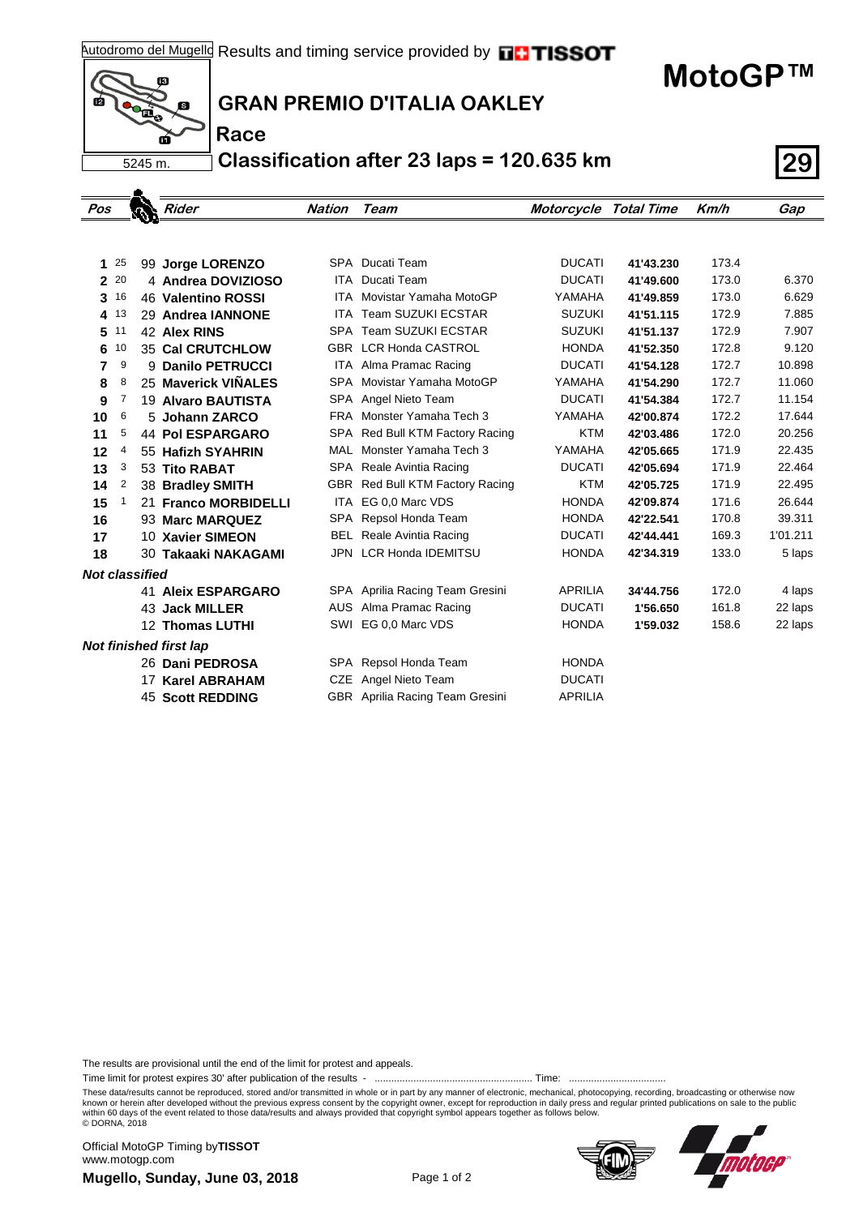Autodromo del Mugello Results and timing service provided by TISSOT

5245 m.

# MotoGP™

## GRAN PREMIO D'ITALIA OAKLEY

### Race

### Classification after 23 laps = 120.635 km

**29**

| Pos | Points | Rider | Nation | Team | Motorcycle | Total Time | Km/h | Gap |
|---|---|---|---|---|---|---|---|---|
| 1 | 25 | 99 **Jorge LORENZO** | SPA | Ducati Team | DUCATI | **41'43.230** | 173.4 | |
| 2 | 20 | 4 **Andrea DOVIZIOSO** | ITA | Ducati Team | DUCATI | **41'49.600** | 173.0 | 6.370 |
| 3 | 16 | 46 **Valentino ROSSI** | ITA | Movistar Yamaha MotoGP | YAMAHA | **41'49.859** | 173.0 | 6.629 |
| 4 | 13 | 29 **Andrea IANNONE** | ITA | Team SUZUKI ECSTAR | SUZUKI | **41'51.115** | 172.9 | 7.885 |
| 5 | 11 | 42 **Alex RINS** | SPA | Team SUZUKI ECSTAR | SUZUKI | **41'51.137** | 172.9 | 7.907 |
| 6 | 10 | 35 **Cal CRUTCHLOW** | GBR | LCR Honda CASTROL | HONDA | **41'52.350** | 172.8 | 9.120 |
| 7 | 9 | 9 **Danilo PETRUCCI** | ITA | Alma Pramac Racing | DUCATI | **41'54.128** | 172.7 | 10.898 |
| 8 | 8 | 25 **Maverick VIÑALES** | SPA | Movistar Yamaha MotoGP | YAMAHA | **41'54.290** | 172.7 | 11.060 |
| 9 | 7 | 19 **Alvaro BAUTISTA** | SPA | Angel Nieto Team | DUCATI | **41'54.384** | 172.7 | 11.154 |
| 10 | 6 | 5 **Johann ZARCO** | FRA | Monster Yamaha Tech 3 | YAMAHA | **42'00.874** | 172.2 | 17.644 |
| 11 | 5 | 44 **Pol ESPARGARO** | SPA | Red Bull KTM Factory Racing | KTM | **42'03.486** | 172.0 | 20.256 |
| 12 | 4 | 55 **Hafizh SYAHRIN** | MAL | Monster Yamaha Tech 3 | YAMAHA | **42'05.665** | 171.9 | 22.435 |
| 13 | 3 | 53 **Tito RABAT** | SPA | Reale Avintia Racing | DUCATI | **42'05.694** | 171.9 | 22.464 |
| 14 | 2 | 38 **Bradley SMITH** | GBR | Red Bull KTM Factory Racing | KTM | **42'05.725** | 171.9 | 22.495 |
| 15 | 1 | 21 **Franco MORBIDELLI** | ITA | EG 0,0 Marc VDS | HONDA | **42'09.874** | 171.6 | 26.644 |
| 16 | | 93 **Marc MARQUEZ** | SPA | Repsol Honda Team | HONDA | **42'22.541** | 170.8 | 39.311 |
| 17 | | 10 **Xavier SIMEON** | BEL | Reale Avintia Racing | DUCATI | **42'44.441** | 169.3 | 1'01.211 |
| 18 | | 30 **Takaaki NAKAGAMI** | JPN | LCR Honda IDEMITSU | HONDA | **42'34.319** | 133.0 | 5 laps |
| ***Not classified*** | | | | | | | | |
| | | 41 **Aleix ESPARGARO** | SPA | Aprilia Racing Team Gresini | APRILIA | **34'44.756** | 172.0 | 4 laps |
| | | 43 **Jack MILLER** | AUS | Alma Pramac Racing | DUCATI | **1'56.650** | 161.8 | 22 laps |
| | | 12 **Thomas LUTHI** | SWI | EG 0,0 Marc VDS | HONDA | **1'59.032** | 158.6 | 22 laps |
| ***Not finished first lap*** | | | | | | | | |
| | | 26 **Dani PEDROSA** | SPA | Repsol Honda Team | HONDA | | | |
| | | 17 **Karel ABRAHAM** | CZE | Angel Nieto Team | DUCATI | | | |
| | | 45 **Scott REDDING** | GBR | Aprilia Racing Team Gresini | APRILIA | | | |

The results are provisional until the end of the limit for protest and appeals.

Time limit for protest expires 30' after publication of the results - ........................................................ Time: ..................................

These data/results cannot be reproduced, stored and/or transmitted in whole or in part by any manner of electronic, mechanical, photocopying, recording, broadcasting or otherwise now known or herein after developed without the previous express consent by the copyright owner, except for reproduction in daily press and regular printed publications on sale to the public within 60 days of the event related to those data/results and always provided that copyright symbol appears together as follows below.
© DORNA, 2018

Official MotoGP Timing by **TISSOT**
www.motogp.com

**Mugello, Sunday, June 03, 2018**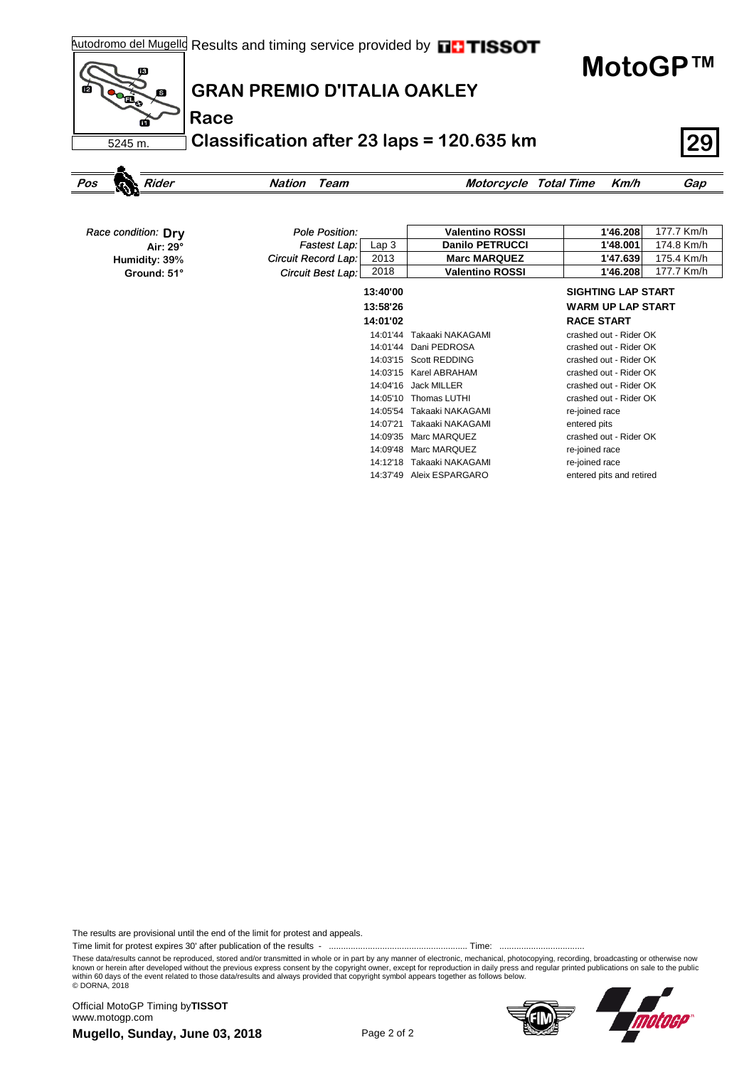Autodromo del Mugello Results and timing service provided by TISSOT

# MotoGP™

## GRAN PREMIO D'ITALIA OAKLEY

### Race

### Classification after 23 laps = 120.635 km

5245 m.

29

| Pos | Rider | Nation | Team | Motorcycle | Total Time | Km/h | Gap |
|---|---|---|---|---|---|---|---|

Race condition: **Dry**
Air: 29°
Humidity: 39%
Ground: 51°

| | | | | |
|---|---|---|---|---|
| *Pole Position:* | | **Valentino ROSSI** | **1'46.208** | 177.7 Km/h |
| *Fastest Lap:* | Lap 3 | **Danilo PETRUCCI** | **1'48.001** | 174.8 Km/h |
| *Circuit Record Lap:* | 2013 | **Marc MARQUEZ** | **1'47.639** | 175.4 Km/h |
| *Circuit Best Lap:* | 2018 | **Valentino ROSSI** | **1'46.208** | 177.7 Km/h |

| | | |
|---|---|---|
| **13:40'00** | | **SIGHTING LAP START** |
| **13:58'26** | | **WARM UP LAP START** |
| **14:01'02** | | **RACE START** |
| 14:01'44 | Takaaki NAKAGAMI | crashed out - Rider OK |
| 14:01'44 | Dani PEDROSA | crashed out - Rider OK |
| 14:03'15 | Scott REDDING | crashed out - Rider OK |
| 14:03'15 | Karel ABRAHAM | crashed out - Rider OK |
| 14:04'16 | Jack MILLER | crashed out - Rider OK |
| 14:05'10 | Thomas LUTHI | crashed out - Rider OK |
| 14:05'54 | Takaaki NAKAGAMI | re-joined race |
| 14:07'21 | Takaaki NAKAGAMI | entered pits |
| 14:09'35 | Marc MARQUEZ | crashed out - Rider OK |
| 14:09'48 | Marc MARQUEZ | re-joined race |
| 14:12'18 | Takaaki NAKAGAMI | re-joined race |
| 14:37'49 | Aleix ESPARGARO | entered pits and retired |

The results are provisional until the end of the limit for protest and appeals.

Time limit for protest expires 30' after publication of the results - ......................................................... Time: ..................................

These data/results cannot be reproduced, stored and/or transmitted in whole or in part by any manner of electronic, mechanical, photocopying, recording, broadcasting or otherwise now known or herein after developed without the previous express consent by the copyright owner, except for reproduction in daily press and regular printed publications on sale to the public within 60 days of the event related to those data/results and always provided that copyright symbol appears together as follows below.
© DORNA, 2018

Official MotoGP Timing by **TISSOT**
www.motogp.com

**Mugello, Sunday, June 03, 2018**